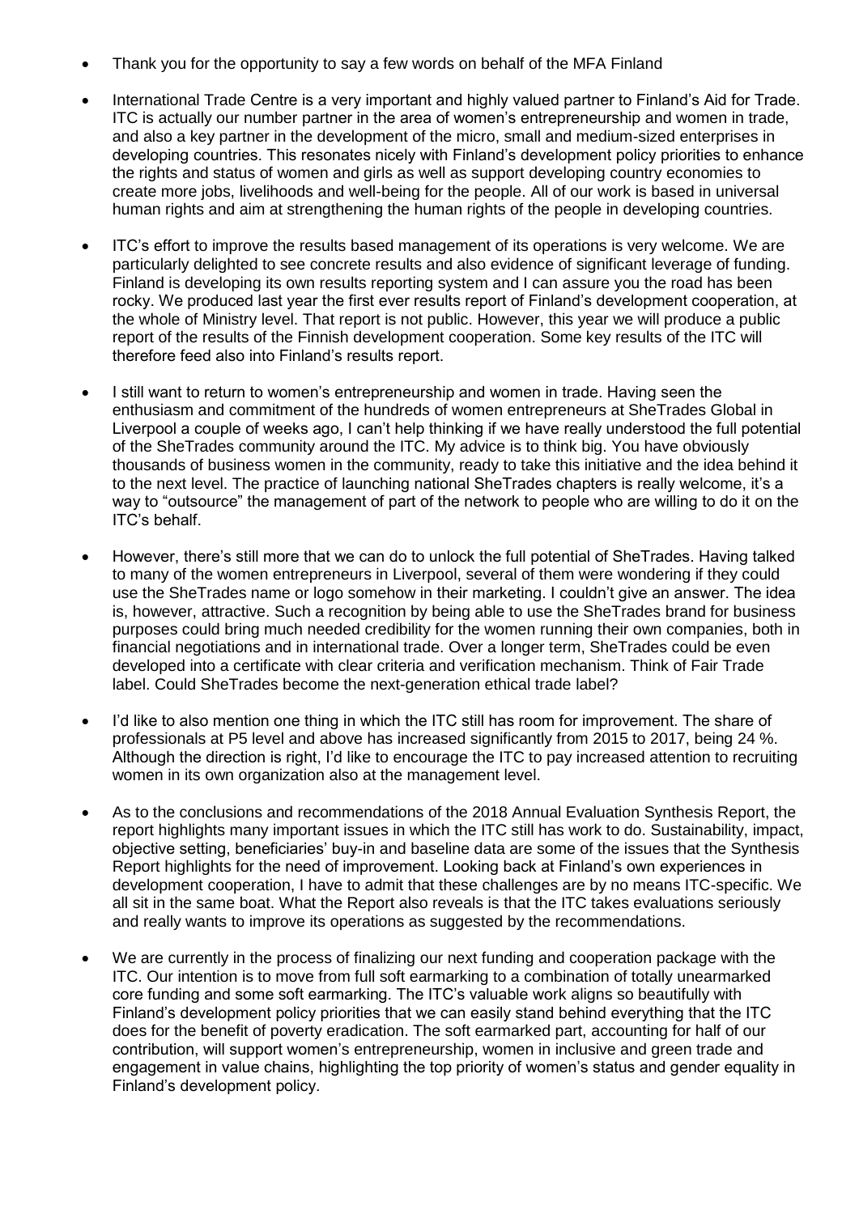- Thank you for the opportunity to say a few words on behalf of the MFA Finland

- International Trade Centre is a very important and highly valued partner to Finland's Aid for Trade. ITC is actually our number partner in the area of women's entrepreneurship and women in trade, and also a key partner in the development of the micro, small and medium-sized enterprises in developing countries. This resonates nicely with Finland's development policy priorities to enhance the rights and status of women and girls as well as support developing country economies to create more jobs, livelihoods and well-being for the people. All of our work is based in universal human rights and aim at strengthening the human rights of the people in developing countries.

- ITC's effort to improve the results based management of its operations is very welcome. We are particularly delighted to see concrete results and also evidence of significant leverage of funding. Finland is developing its own results reporting system and I can assure you the road has been rocky. We produced last year the first ever results report of Finland's development cooperation, at the whole of Ministry level. That report is not public. However, this year we will produce a public report of the results of the Finnish development cooperation. Some key results of the ITC will therefore feed also into Finland's results report.

- I still want to return to women's entrepreneurship and women in trade. Having seen the enthusiasm and commitment of the hundreds of women entrepreneurs at SheTrades Global in Liverpool a couple of weeks ago, I can't help thinking if we have really understood the full potential of the SheTrades community around the ITC. My advice is to think big. You have obviously thousands of business women in the community, ready to take this initiative and the idea behind it to the next level. The practice of launching national SheTrades chapters is really welcome, it's a way to "outsource" the management of part of the network to people who are willing to do it on the ITC's behalf.

- However, there's still more that we can do to unlock the full potential of SheTrades. Having talked to many of the women entrepreneurs in Liverpool, several of them were wondering if they could use the SheTrades name or logo somehow in their marketing. I couldn't give an answer. The idea is, however, attractive. Such a recognition by being able to use the SheTrades brand for business purposes could bring much needed credibility for the women running their own companies, both in financial negotiations and in international trade. Over a longer term, SheTrades could be even developed into a certificate with clear criteria and verification mechanism. Think of Fair Trade label. Could SheTrades become the next-generation ethical trade label?

- I'd like to also mention one thing in which the ITC still has room for improvement. The share of professionals at P5 level and above has increased significantly from 2015 to 2017, being 24 %. Although the direction is right, I'd like to encourage the ITC to pay increased attention to recruiting women in its own organization also at the management level.

- As to the conclusions and recommendations of the 2018 Annual Evaluation Synthesis Report, the report highlights many important issues in which the ITC still has work to do. Sustainability, impact, objective setting, beneficiaries' buy-in and baseline data are some of the issues that the Synthesis Report highlights for the need of improvement. Looking back at Finland's own experiences in development cooperation, I have to admit that these challenges are by no means ITC-specific. We all sit in the same boat. What the Report also reveals is that the ITC takes evaluations seriously and really wants to improve its operations as suggested by the recommendations.

- We are currently in the process of finalizing our next funding and cooperation package with the ITC. Our intention is to move from full soft earmarking to a combination of totally unearmarked core funding and some soft earmarking. The ITC's valuable work aligns so beautifully with Finland's development policy priorities that we can easily stand behind everything that the ITC does for the benefit of poverty eradication. The soft earmarked part, accounting for half of our contribution, will support women's entrepreneurship, women in inclusive and green trade and engagement in value chains, highlighting the top priority of women's status and gender equality in Finland's development policy.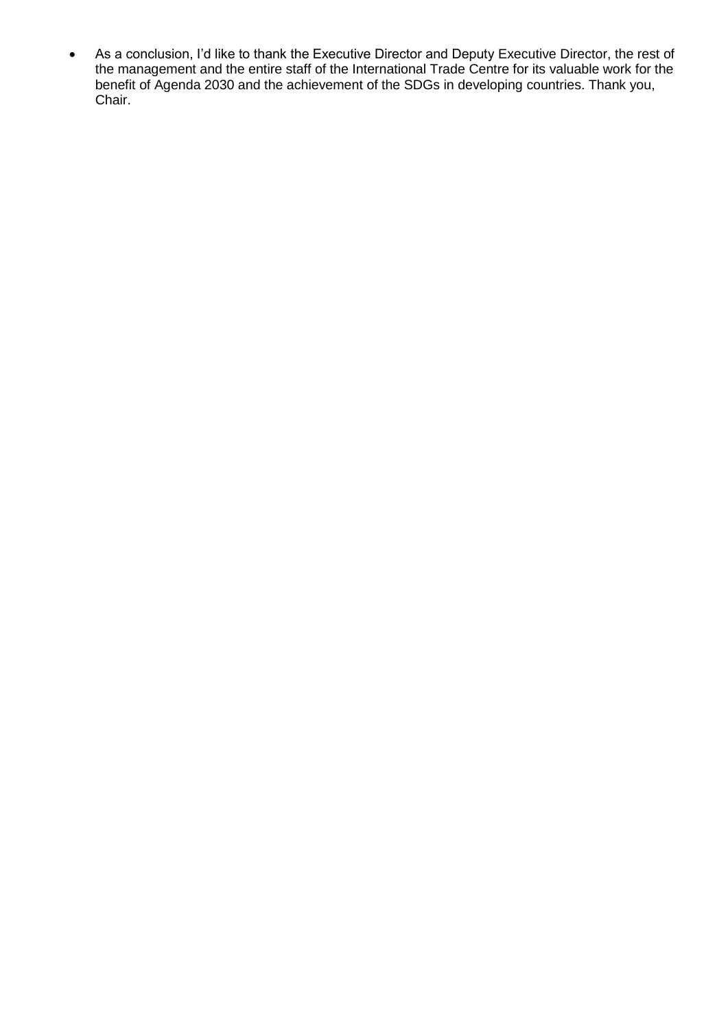- As a conclusion, I'd like to thank the Executive Director and Deputy Executive Director, the rest of the management and the entire staff of the International Trade Centre for its valuable work for the benefit of Agenda 2030 and the achievement of the SDGs in developing countries. Thank you, Chair.